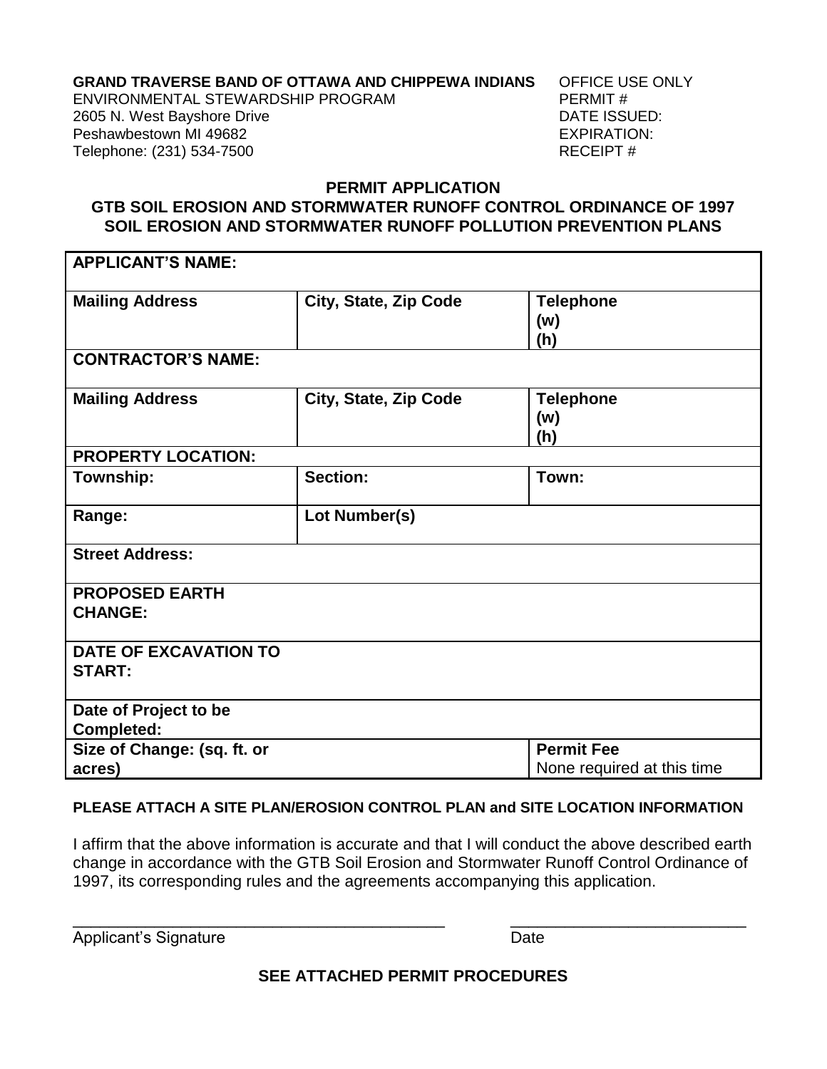**GRAND TRAVERSE BAND OF OTTAWA AND CHIPPEWA INDIANS**
ENVIRONMENTAL STEWARDSHIP PROGRAM
2605 N. West Bayshore Drive
Peshawbestown MI 49682
Telephone: (231) 534-7500

OFFICE USE ONLY
PERMIT #
DATE ISSUED:
EXPIRATION:
RECEIPT #

## PERMIT APPLICATION
## GTB SOIL EROSION AND STORMWATER RUNOFF CONTROL ORDINANCE OF 1997
## SOIL EROSION AND STORMWATER RUNOFF POLLUTION PREVENTION PLANS

| **APPLICANT'S NAME:** | | |
|---|---|---|
| **Mailing Address** | **City, State, Zip Code** | **Telephone**<br>**(w)**<br>**(h)** |
| **CONTRACTOR'S NAME:** | | |
| **Mailing Address** | **City, State, Zip Code** | **Telephone**<br>**(w)**<br>**(h)** |
| **PROPERTY LOCATION:** | | |
| **Township:** | **Section:** | **Town:** |
| **Range:** | **Lot Number(s)** | |
| **Street Address:** | | |
| **PROPOSED EARTH CHANGE:** | | |
| **DATE OF EXCAVATION TO START:** | | |
| **Date of Project to be Completed:** | | |
| **Size of Change: (sq. ft. or acres)** | | **Permit Fee**<br>None required at this time |

**PLEASE ATTACH A SITE PLAN/EROSION CONTROL PLAN and SITE LOCATION INFORMATION**

I affirm that the above information is accurate and that I will conduct the above described earth change in accordance with the GTB Soil Erosion and Stormwater Runoff Control Ordinance of 1997, its corresponding rules and the agreements accompanying this application.

\_\_\_\_\_\_\_\_\_\_\_\_\_\_\_\_\_\_\_\_\_\_\_\_\_\_\_\_\_\_\_\_\_\_\_\_\_\_\_\_ \_\_\_\_\_\_\_\_\_\_\_\_\_\_\_\_\_\_\_\_\_\_\_\_\_\_
Applicant's Signature Date

**SEE ATTACHED PERMIT PROCEDURES**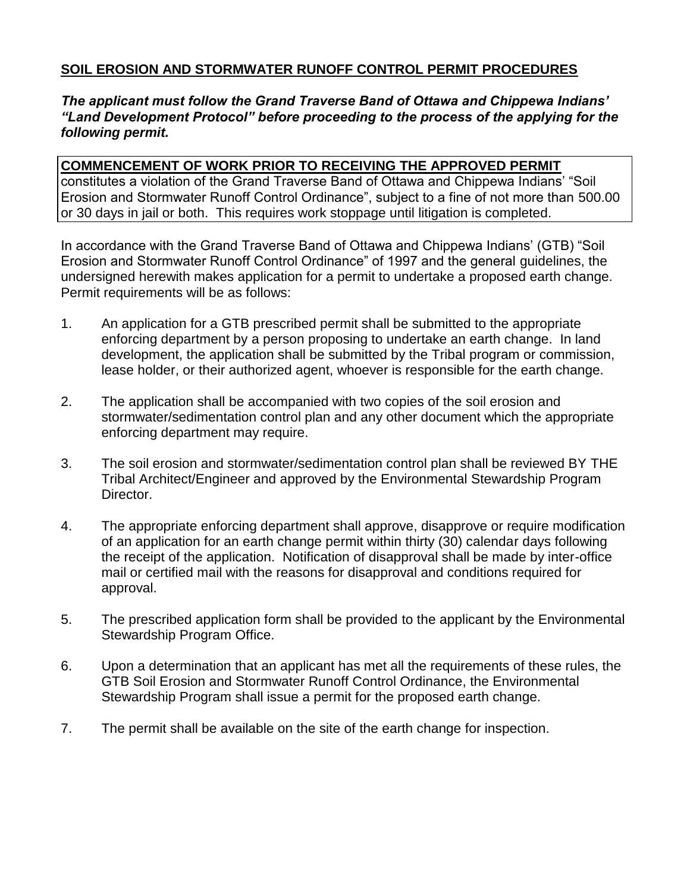**SOIL EROSION AND STORMWATER RUNOFF CONTROL PERMIT PROCEDURES**

***The applicant must follow the Grand Traverse Band of Ottawa and Chippewa Indians' "Land Development Protocol" before proceeding to the process of the applying for the following permit.***

**COMMENCEMENT OF WORK PRIOR TO RECEIVING THE APPROVED PERMIT** constitutes a violation of the Grand Traverse Band of Ottawa and Chippewa Indians' "Soil Erosion and Stormwater Runoff Control Ordinance", subject to a fine of not more than 500.00 or 30 days in jail or both. This requires work stoppage until litigation is completed.

In accordance with the Grand Traverse Band of Ottawa and Chippewa Indians' (GTB) "Soil Erosion and Stormwater Runoff Control Ordinance" of 1997 and the general guidelines, the undersigned herewith makes application for a permit to undertake a proposed earth change. Permit requirements will be as follows:

1. An application for a GTB prescribed permit shall be submitted to the appropriate enforcing department by a person proposing to undertake an earth change. In land development, the application shall be submitted by the Tribal program or commission, lease holder, or their authorized agent, whoever is responsible for the earth change.

2. The application shall be accompanied with two copies of the soil erosion and stormwater/sedimentation control plan and any other document which the appropriate enforcing department may require.

3. The soil erosion and stormwater/sedimentation control plan shall be reviewed BY THE Tribal Architect/Engineer and approved by the Environmental Stewardship Program Director.

4. The appropriate enforcing department shall approve, disapprove or require modification of an application for an earth change permit within thirty (30) calendar days following the receipt of the application. Notification of disapproval shall be made by inter-office mail or certified mail with the reasons for disapproval and conditions required for approval.

5. The prescribed application form shall be provided to the applicant by the Environmental Stewardship Program Office.

6. Upon a determination that an applicant has met all the requirements of these rules, the GTB Soil Erosion and Stormwater Runoff Control Ordinance, the Environmental Stewardship Program shall issue a permit for the proposed earth change.

7. The permit shall be available on the site of the earth change for inspection.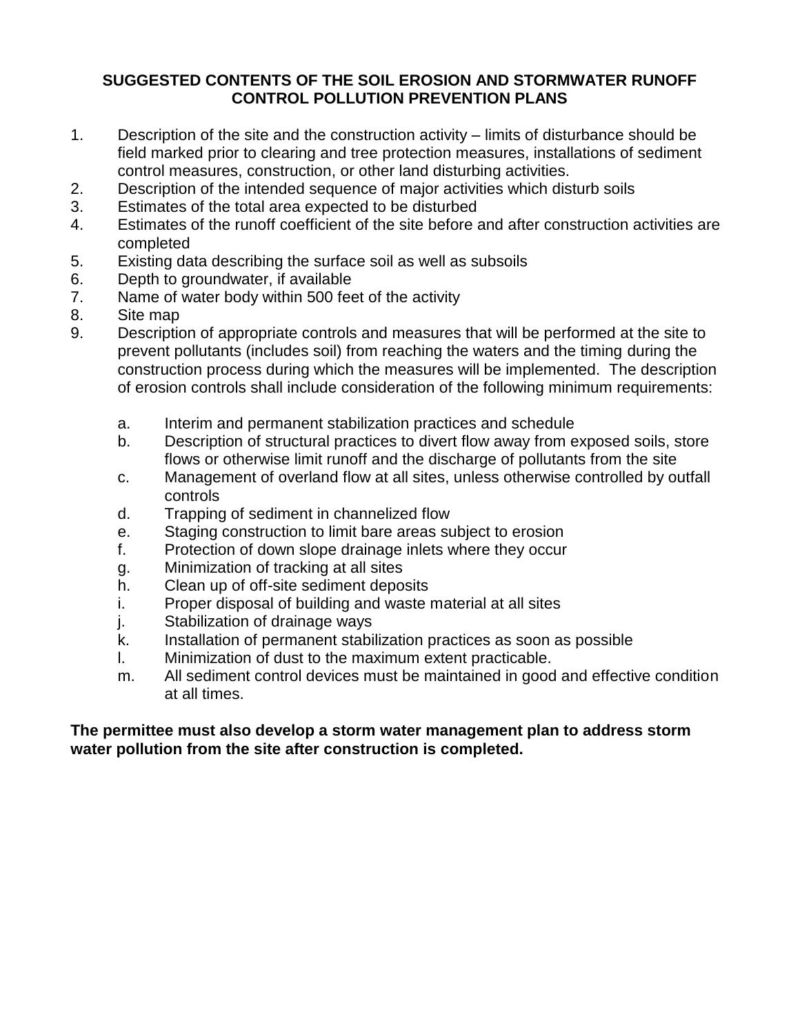## SUGGESTED CONTENTS OF THE SOIL EROSION AND STORMWATER RUNOFF CONTROL POLLUTION PREVENTION PLANS

1. Description of the site and the construction activity – limits of disturbance should be field marked prior to clearing and tree protection measures, installations of sediment control measures, construction, or other land disturbing activities.
2. Description of the intended sequence of major activities which disturb soils
3. Estimates of the total area expected to be disturbed
4. Estimates of the runoff coefficient of the site before and after construction activities are completed
5. Existing data describing the surface soil as well as subsoils
6. Depth to groundwater, if available
7. Name of water body within 500 feet of the activity
8. Site map
9. Description of appropriate controls and measures that will be performed at the site to prevent pollutants (includes soil) from reaching the waters and the timing during the construction process during which the measures will be implemented. The description of erosion controls shall include consideration of the following minimum requirements:

   a. Interim and permanent stabilization practices and schedule
   b. Description of structural practices to divert flow away from exposed soils, store flows or otherwise limit runoff and the discharge of pollutants from the site
   c. Management of overland flow at all sites, unless otherwise controlled by outfall controls
   d. Trapping of sediment in channelized flow
   e. Staging construction to limit bare areas subject to erosion
   f. Protection of down slope drainage inlets where they occur
   g. Minimization of tracking at all sites
   h. Clean up of off-site sediment deposits
   i. Proper disposal of building and waste material at all sites
   j. Stabilization of drainage ways
   k. Installation of permanent stabilization practices as soon as possible
   l. Minimization of dust to the maximum extent practicable.
   m. All sediment control devices must be maintained in good and effective condition at all times.

**The permittee must also develop a storm water management plan to address storm water pollution from the site after construction is completed.**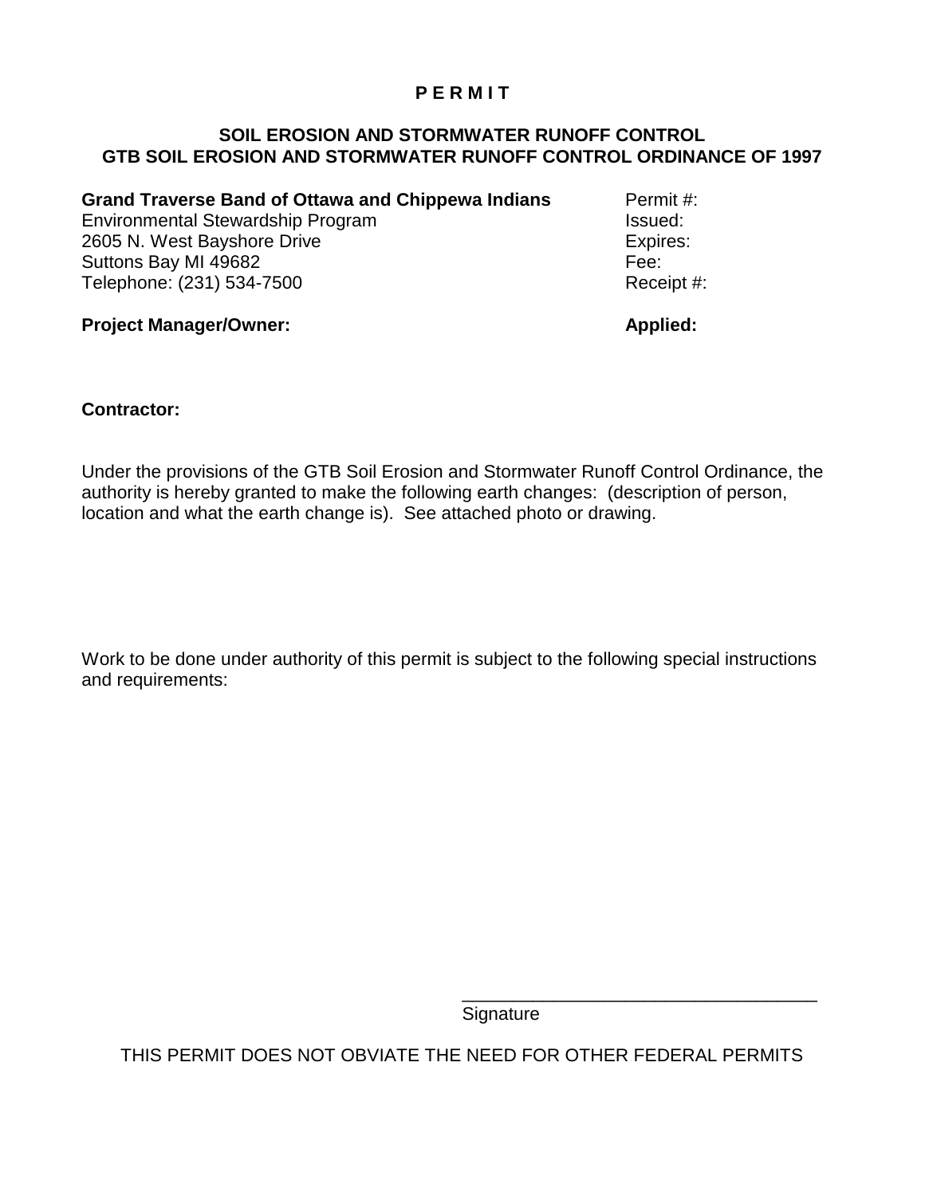**P E R M I T**

**SOIL EROSION AND STORMWATER RUNOFF CONTROL**
**GTB SOIL EROSION AND STORMWATER RUNOFF CONTROL ORDINANCE OF 1997**

**Grand Traverse Band of Ottawa and Chippewa Indians**
Environmental Stewardship Program
2605 N. West Bayshore Drive
Suttons Bay MI 49682
Telephone: (231) 534-7500

Permit #:
Issued:
Expires:
Fee:
Receipt #:

**Project Manager/Owner:**

**Applied:**

**Contractor:**

Under the provisions of the GTB Soil Erosion and Stormwater Runoff Control Ordinance, the authority is hereby granted to make the following earth changes: (description of person, location and what the earth change is). See attached photo or drawing.

Work to be done under authority of this permit is subject to the following special instructions and requirements:

\_\_\_\_\_\_\_\_\_\_\_\_\_\_\_\_\_\_\_\_\_\_\_\_\_\_\_\_\_\_\_\_\_\_\_\_
Signature

THIS PERMIT DOES NOT OBVIATE THE NEED FOR OTHER FEDERAL PERMITS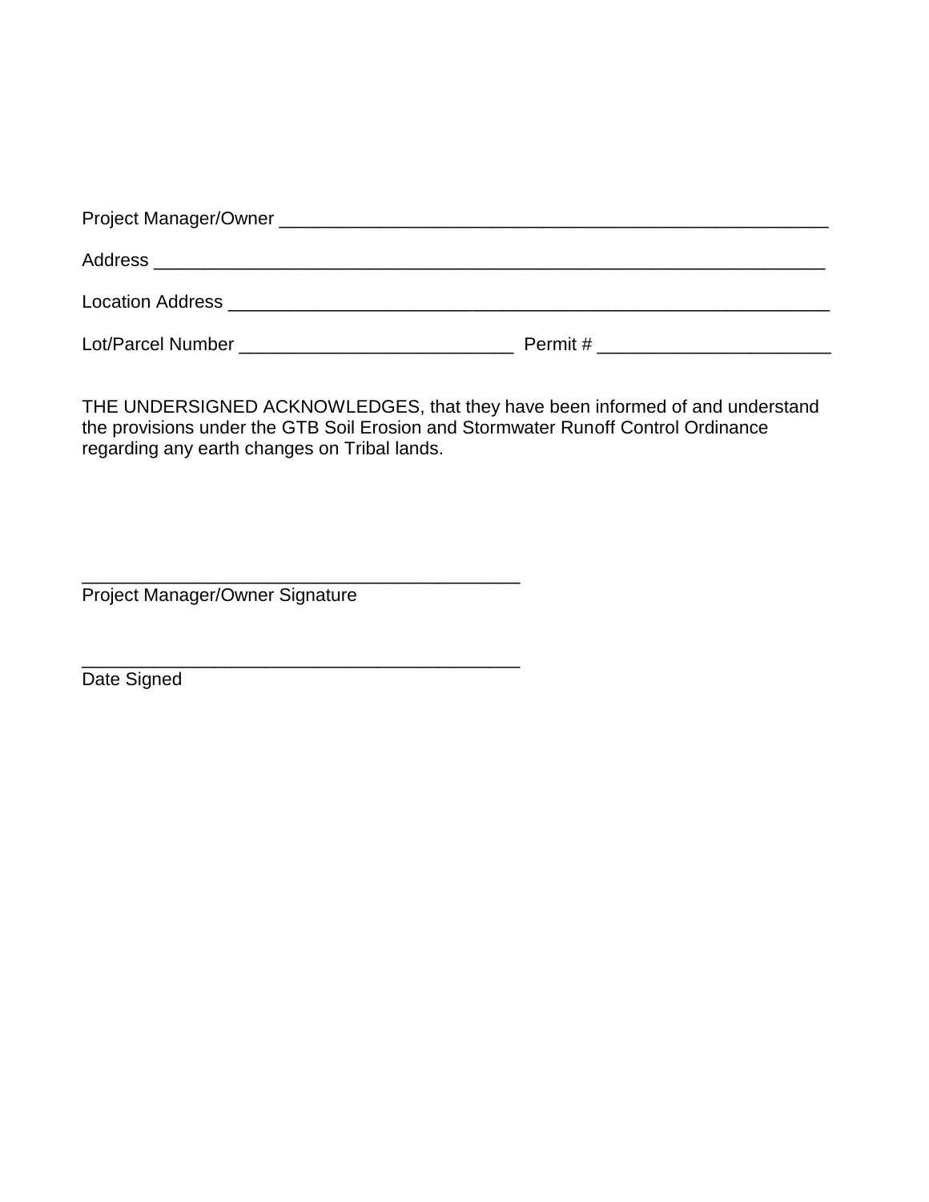Project Manager/Owner ______________________________________________________

Address ___________________________________________________________________

Location Address ___________________________________________________________

Lot/Parcel Number ___________________________ Permit # ______________________

THE UNDERSIGNED ACKNOWLEDGES, that they have been informed of and understand the provisions under the GTB Soil Erosion and Stormwater Runoff Control Ordinance regarding any earth changes on Tribal lands.

____________________________________________
Project Manager/Owner Signature

____________________________________________
Date Signed